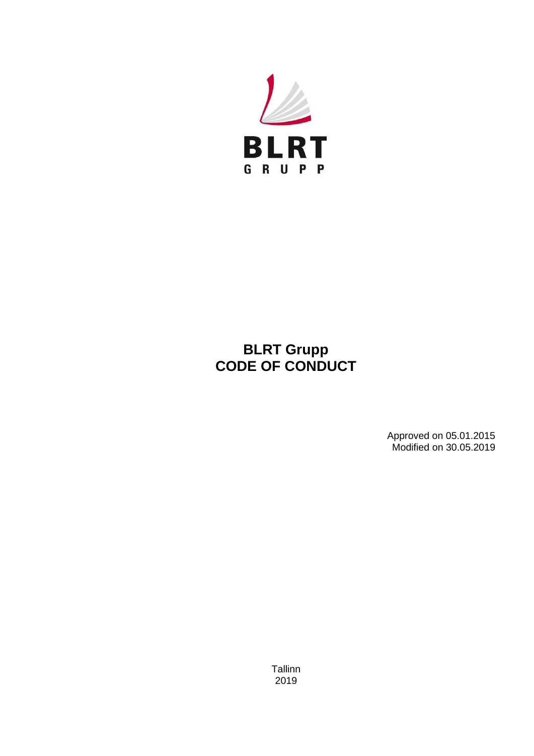BLRT
GRUPP

# BLRT Grupp
# CODE OF CONDUCT

Approved on 05.01.2015
Modified on 30.05.2019

Tallinn
2019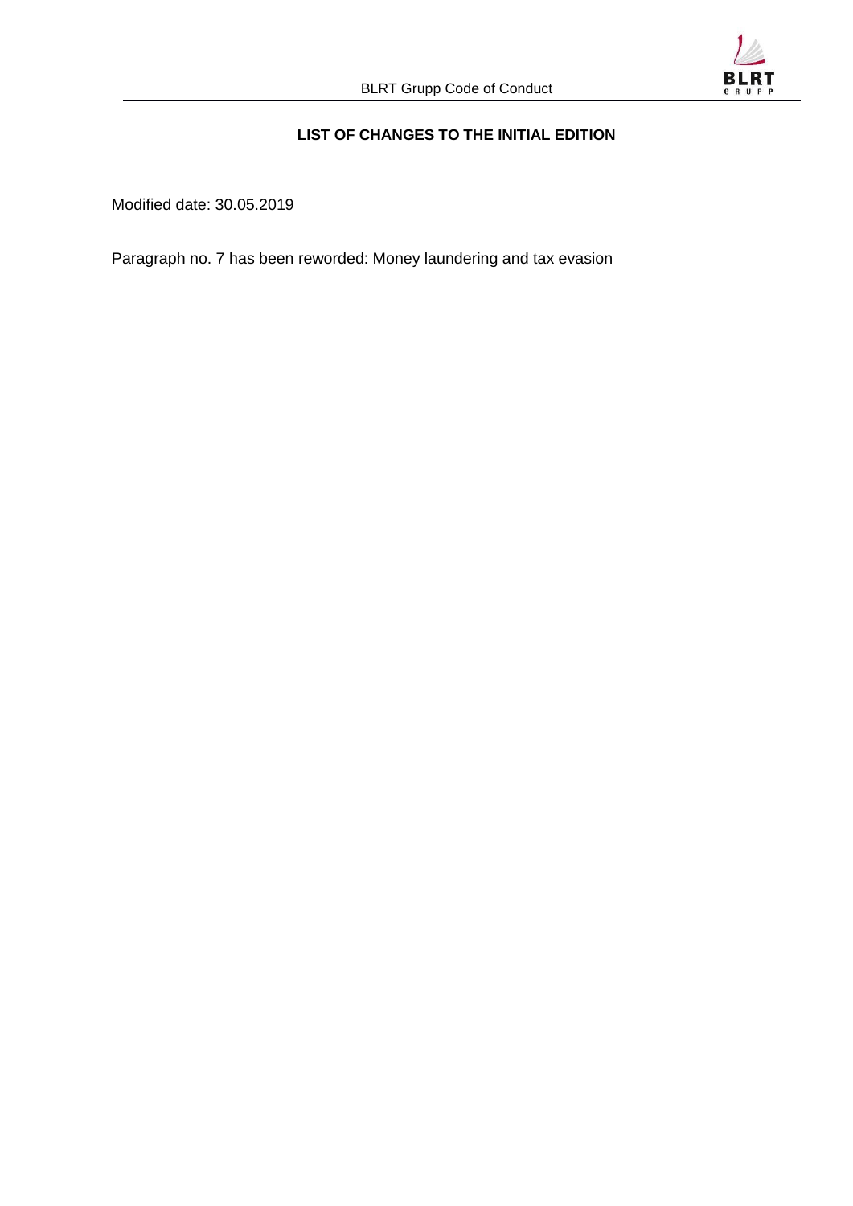**LIST OF CHANGES TO THE INITIAL EDITION**

Modified date: 30.05.2019

Paragraph no. 7 has been reworded: Money laundering and tax evasion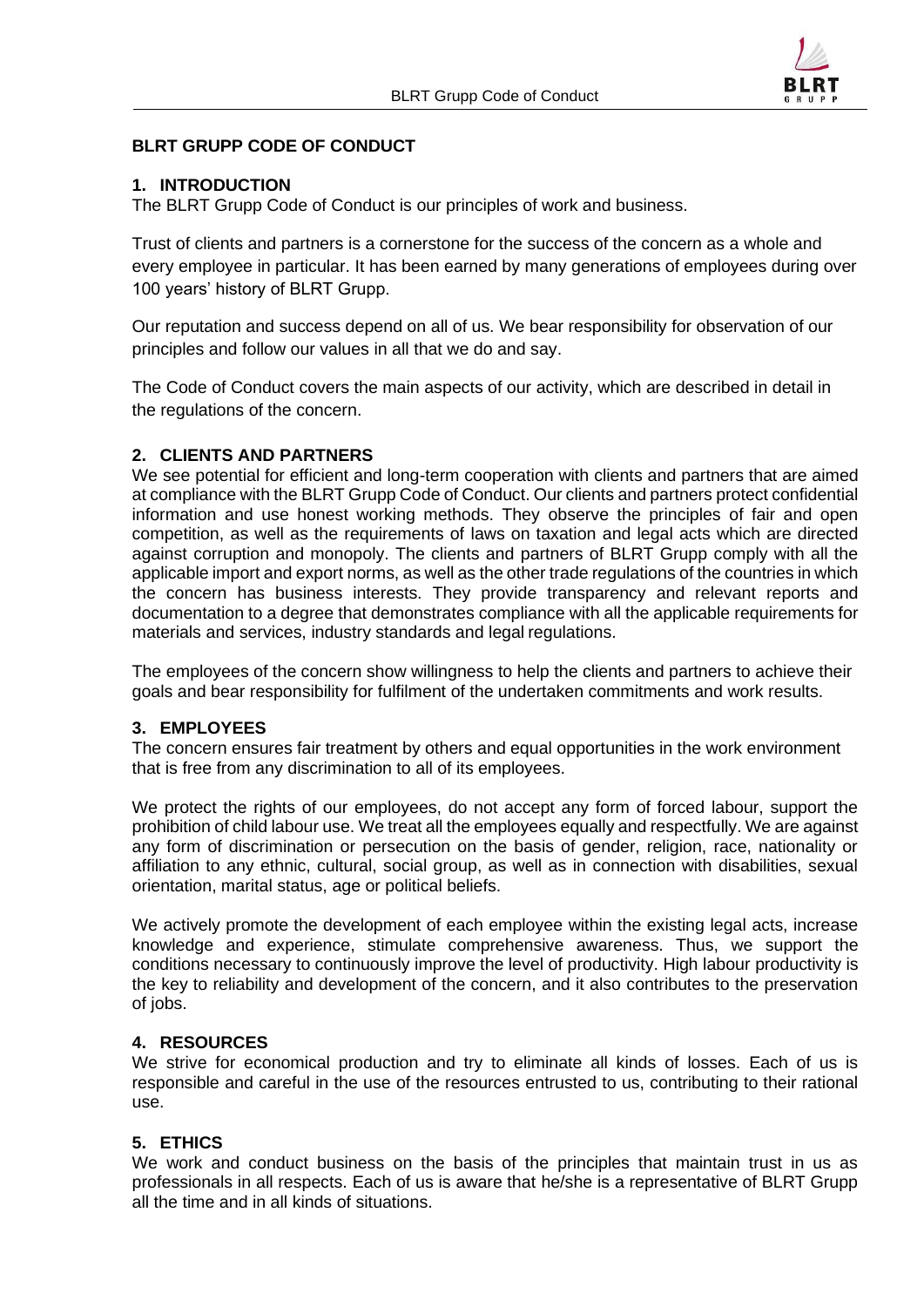**BLRT GRUPP CODE OF CONDUCT**

## 1. INTRODUCTION

The BLRT Grupp Code of Conduct is our principles of work and business.

Trust of clients and partners is a cornerstone for the success of the concern as a whole and every employee in particular. It has been earned by many generations of employees during over 100 years' history of BLRT Grupp.

Our reputation and success depend on all of us. We bear responsibility for observation of our principles and follow our values in all that we do and say.

The Code of Conduct covers the main aspects of our activity, which are described in detail in the regulations of the concern.

## 2. CLIENTS AND PARTNERS

We see potential for efficient and long-term cooperation with clients and partners that are aimed at compliance with the BLRT Grupp Code of Conduct. Our clients and partners protect confidential information and use honest working methods. They observe the principles of fair and open competition, as well as the requirements of laws on taxation and legal acts which are directed against corruption and monopoly. The clients and partners of BLRT Grupp comply with all the applicable import and export norms, as well as the other trade regulations of the countries in which the concern has business interests. They provide transparency and relevant reports and documentation to a degree that demonstrates compliance with all the applicable requirements for materials and services, industry standards and legal regulations.

The employees of the concern show willingness to help the clients and partners to achieve their goals and bear responsibility for fulfilment of the undertaken commitments and work results.

## 3. EMPLOYEES

The concern ensures fair treatment by others and equal opportunities in the work environment that is free from any discrimination to all of its employees.

We protect the rights of our employees, do not accept any form of forced labour, support the prohibition of child labour use. We treat all the employees equally and respectfully. We are against any form of discrimination or persecution on the basis of gender, religion, race, nationality or affiliation to any ethnic, cultural, social group, as well as in connection with disabilities, sexual orientation, marital status, age or political beliefs.

We actively promote the development of each employee within the existing legal acts, increase knowledge and experience, stimulate comprehensive awareness. Thus, we support the conditions necessary to continuously improve the level of productivity. High labour productivity is the key to reliability and development of the concern, and it also contributes to the preservation of jobs.

## 4. RESOURCES

We strive for economical production and try to eliminate all kinds of losses. Each of us is responsible and careful in the use of the resources entrusted to us, contributing to their rational use.

## 5. ETHICS

We work and conduct business on the basis of the principles that maintain trust in us as professionals in all respects. Each of us is aware that he/she is a representative of BLRT Grupp all the time and in all kinds of situations.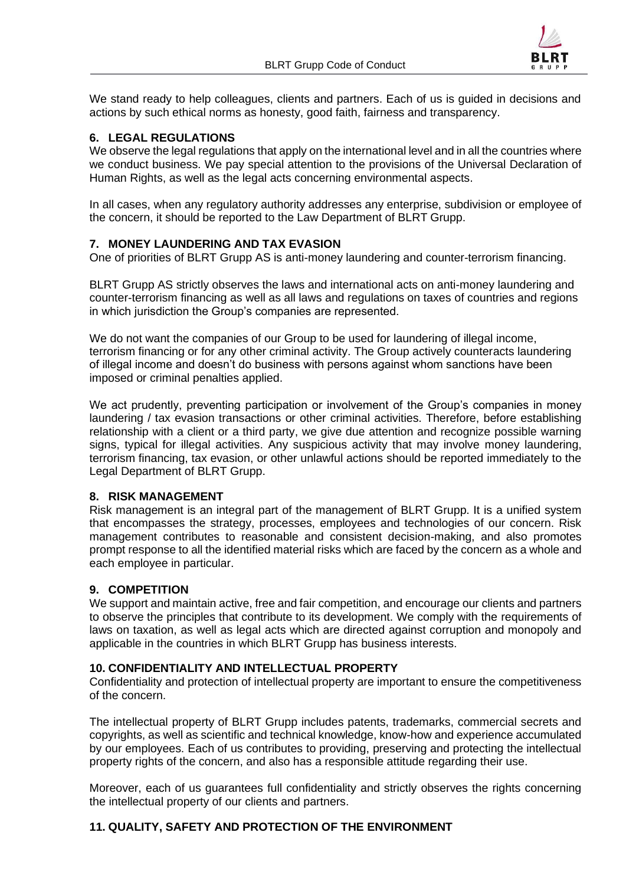We stand ready to help colleagues, clients and partners. Each of us is guided in decisions and actions by such ethical norms as honesty, good faith, fairness and transparency.

## 6. LEGAL REGULATIONS

We observe the legal regulations that apply on the international level and in all the countries where we conduct business. We pay special attention to the provisions of the Universal Declaration of Human Rights, as well as the legal acts concerning environmental aspects.

In all cases, when any regulatory authority addresses any enterprise, subdivision or employee of the concern, it should be reported to the Law Department of BLRT Grupp.

## 7. MONEY LAUNDERING AND TAX EVASION

One of priorities of BLRT Grupp AS is anti-money laundering and counter-terrorism financing.

BLRT Grupp AS strictly observes the laws and international acts on anti-money laundering and counter-terrorism financing as well as all laws and regulations on taxes of countries and regions in which jurisdiction the Group's companies are represented.

We do not want the companies of our Group to be used for laundering of illegal income, terrorism financing or for any other criminal activity. The Group actively counteracts laundering of illegal income and doesn't do business with persons against whom sanctions have been imposed or criminal penalties applied.

We act prudently, preventing participation or involvement of the Group's companies in money laundering / tax evasion transactions or other criminal activities. Therefore, before establishing relationship with a client or a third party, we give due attention and recognize possible warning signs, typical for illegal activities. Any suspicious activity that may involve money laundering, terrorism financing, tax evasion, or other unlawful actions should be reported immediately to the Legal Department of BLRT Grupp.

## 8. RISK MANAGEMENT

Risk management is an integral part of the management of BLRT Grupp. It is a unified system that encompasses the strategy, processes, employees and technologies of our concern. Risk management contributes to reasonable and consistent decision-making, and also promotes prompt response to all the identified material risks which are faced by the concern as a whole and each employee in particular.

## 9. COMPETITION

We support and maintain active, free and fair competition, and encourage our clients and partners to observe the principles that contribute to its development. We comply with the requirements of laws on taxation, as well as legal acts which are directed against corruption and monopoly and applicable in the countries in which BLRT Grupp has business interests.

## 10. CONFIDENTIALITY AND INTELLECTUAL PROPERTY

Confidentiality and protection of intellectual property are important to ensure the competitiveness of the concern.

The intellectual property of BLRT Grupp includes patents, trademarks, commercial secrets and copyrights, as well as scientific and technical knowledge, know-how and experience accumulated by our employees. Each of us contributes to providing, preserving and protecting the intellectual property rights of the concern, and also has a responsible attitude regarding their use.

Moreover, each of us guarantees full confidentiality and strictly observes the rights concerning the intellectual property of our clients and partners.

## 11. QUALITY, SAFETY AND PROTECTION OF THE ENVIRONMENT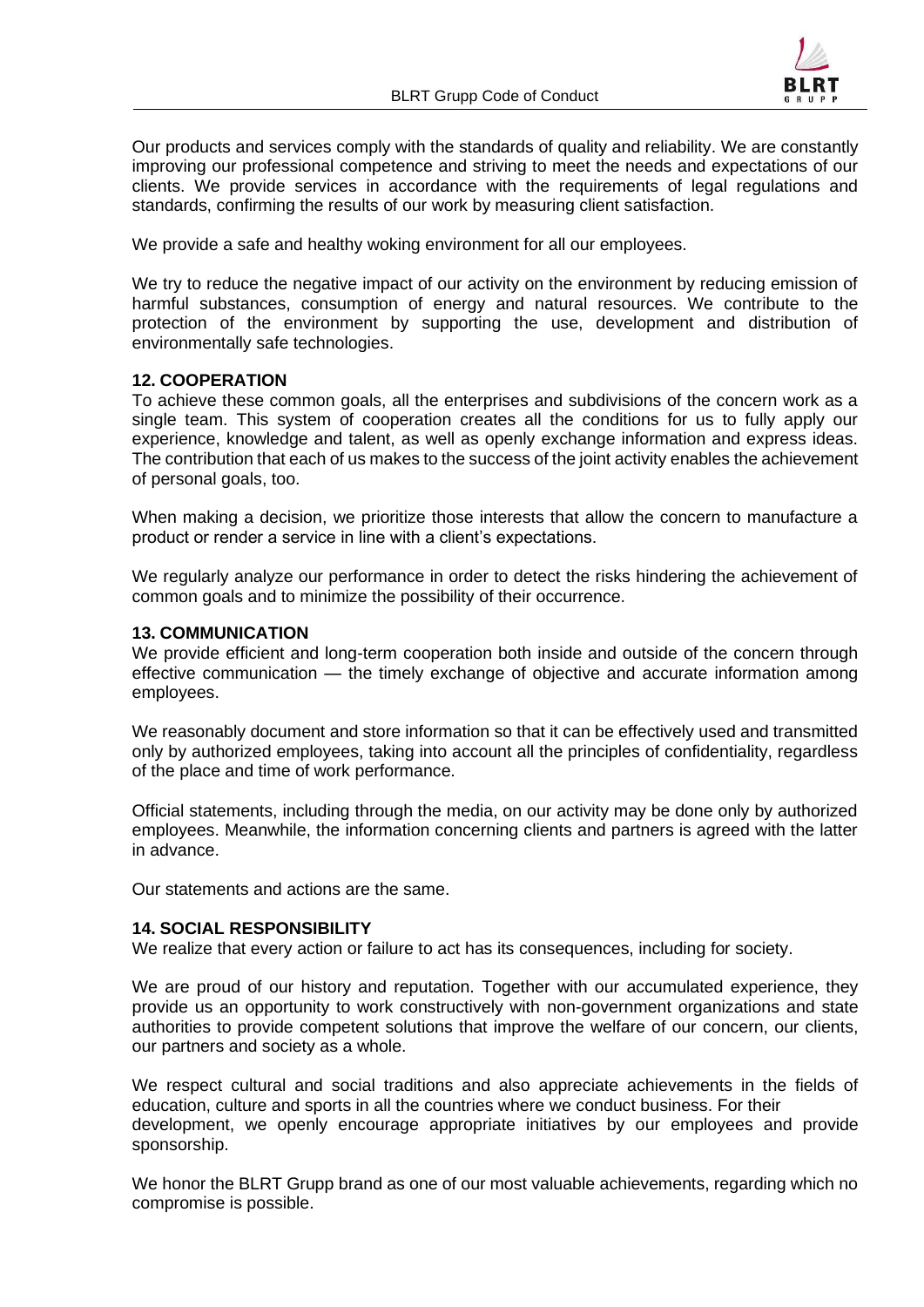Our products and services comply with the standards of quality and reliability. We are constantly improving our professional competence and striving to meet the needs and expectations of our clients. We provide services in accordance with the requirements of legal regulations and standards, confirming the results of our work by measuring client satisfaction.

We provide a safe and healthy woking environment for all our employees.

We try to reduce the negative impact of our activity on the environment by reducing emission of harmful substances, consumption of energy and natural resources. We contribute to the protection of the environment by supporting the use, development and distribution of environmentally safe technologies.

**12. COOPERATION**

To achieve these common goals, all the enterprises and subdivisions of the concern work as a single team. This system of cooperation creates all the conditions for us to fully apply our experience, knowledge and talent, as well as openly exchange information and express ideas. The contribution that each of us makes to the success of the joint activity enables the achievement of personal goals, too.

When making a decision, we prioritize those interests that allow the concern to manufacture a product or render a service in line with a client's expectations.

We regularly analyze our performance in order to detect the risks hindering the achievement of common goals and to minimize the possibility of their occurrence.

**13. COMMUNICATION**

We provide efficient and long-term cooperation both inside and outside of the concern through effective communication — the timely exchange of objective and accurate information among employees.

We reasonably document and store information so that it can be effectively used and transmitted only by authorized employees, taking into account all the principles of confidentiality, regardless of the place and time of work performance.

Official statements, including through the media, on our activity may be done only by authorized employees. Meanwhile, the information concerning clients and partners is agreed with the latter in advance.

Our statements and actions are the same.

**14. SOCIAL RESPONSIBILITY**

We realize that every action or failure to act has its consequences, including for society.

We are proud of our history and reputation. Together with our accumulated experience, they provide us an opportunity to work constructively with non-government organizations and state authorities to provide competent solutions that improve the welfare of our concern, our clients, our partners and society as a whole.

We respect cultural and social traditions and also appreciate achievements in the fields of education, culture and sports in all the countries where we conduct business. For their development, we openly encourage appropriate initiatives by our employees and provide sponsorship.

We honor the BLRT Grupp brand as one of our most valuable achievements, regarding which no compromise is possible.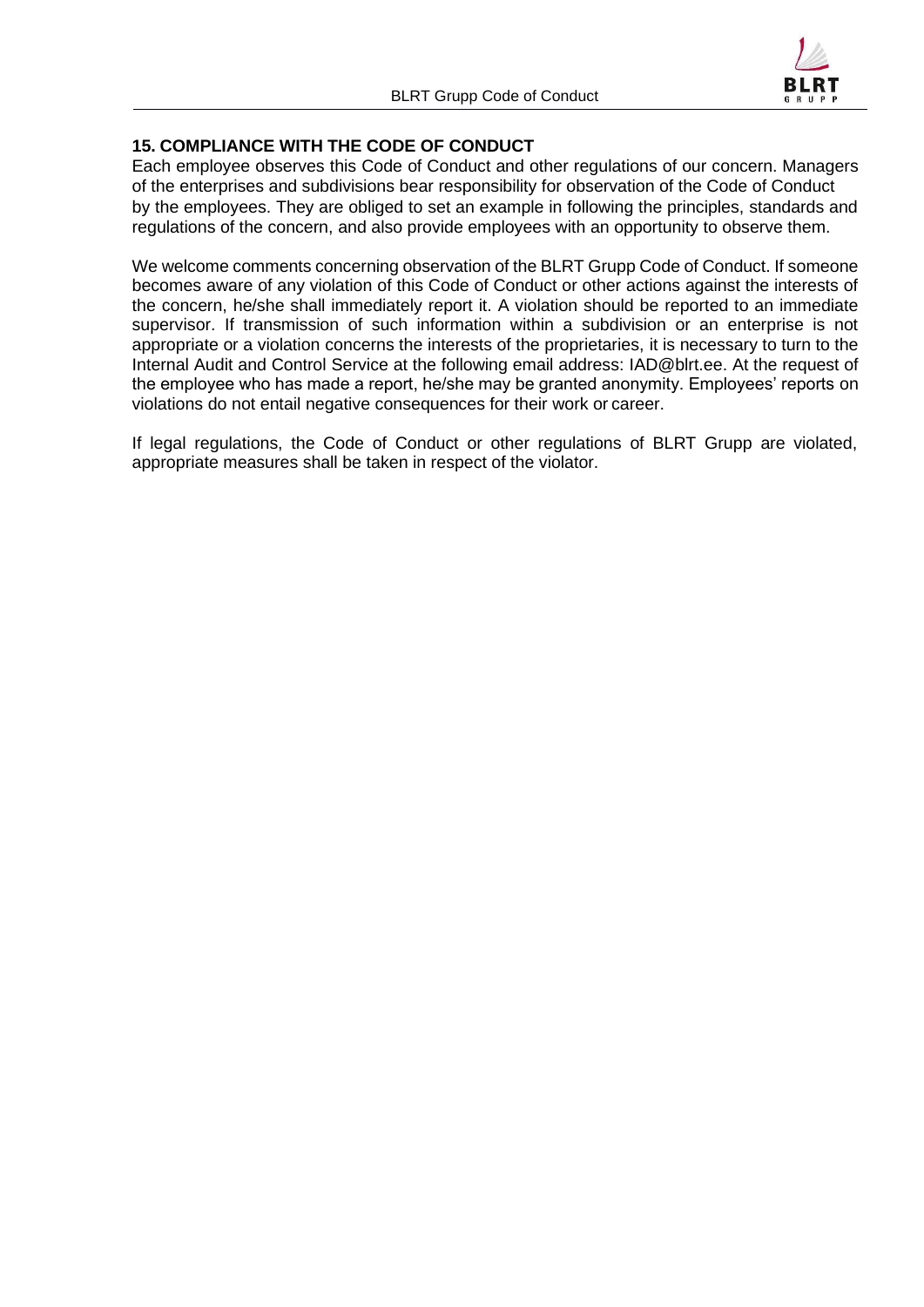## 15. COMPLIANCE WITH THE CODE OF CONDUCT

Each employee observes this Code of Conduct and other regulations of our concern. Managers of the enterprises and subdivisions bear responsibility for observation of the Code of Conduct by the employees. They are obliged to set an example in following the principles, standards and regulations of the concern, and also provide employees with an opportunity to observe them.

We welcome comments concerning observation of the BLRT Grupp Code of Conduct. If someone becomes aware of any violation of this Code of Conduct or other actions against the interests of the concern, he/she shall immediately report it. A violation should be reported to an immediate supervisor. If transmission of such information within a subdivision or an enterprise is not appropriate or a violation concerns the interests of the proprietaries, it is necessary to turn to the Internal Audit and Control Service at the following email address: IAD@blrt.ee. At the request of the employee who has made a report, he/she may be granted anonymity. Employees' reports on violations do not entail negative consequences for their work or career.

If legal regulations, the Code of Conduct or other regulations of BLRT Grupp are violated, appropriate measures shall be taken in respect of the violator.